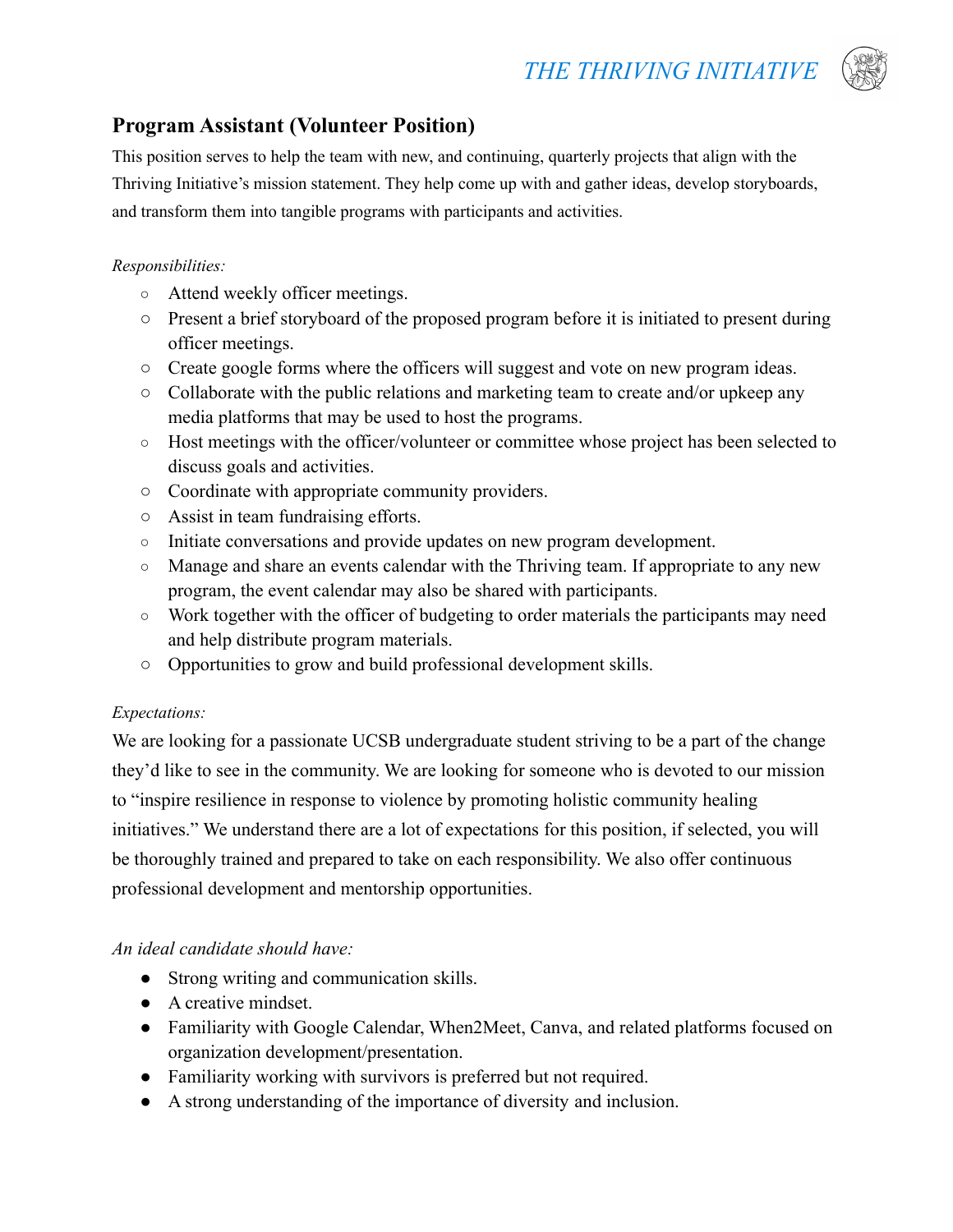THE THRIVING INITIATIVE

## Program Assistant (Volunteer Position)

This position serves to help the team with new, and continuing, quarterly projects that align with the Thriving Initiative's mission statement. They help come up with and gather ideas, develop storyboards, and transform them into tangible programs with participants and activities.

*Responsibilities:*

- Attend weekly officer meetings.
- Present a brief storyboard of the proposed program before it is initiated to present during officer meetings.
- Create google forms where the officers will suggest and vote on new program ideas.
- Collaborate with the public relations and marketing team to create and/or upkeep any media platforms that may be used to host the programs.
- Host meetings with the officer/volunteer or committee whose project has been selected to discuss goals and activities.
- Coordinate with appropriate community providers.
- Assist in team fundraising efforts.
- Initiate conversations and provide updates on new program development.
- Manage and share an events calendar with the Thriving team. If appropriate to any new program, the event calendar may also be shared with participants.
- Work together with the officer of budgeting to order materials the participants may need and help distribute program materials.
- Opportunities to grow and build professional development skills.

*Expectations:*

We are looking for a passionate UCSB undergraduate student striving to be a part of the change they'd like to see in the community. We are looking for someone who is devoted to our mission to "inspire resilience in response to violence by promoting holistic community healing initiatives." We understand there are a lot of expectations for this position, if selected, you will be thoroughly trained and prepared to take on each responsibility. We also offer continuous professional development and mentorship opportunities.

*An ideal candidate should have:*

- Strong writing and communication skills.
- A creative mindset.
- Familiarity with Google Calendar, When2Meet, Canva, and related platforms focused on organization development/presentation.
- Familiarity working with survivors is preferred but not required.
- A strong understanding of the importance of diversity and inclusion.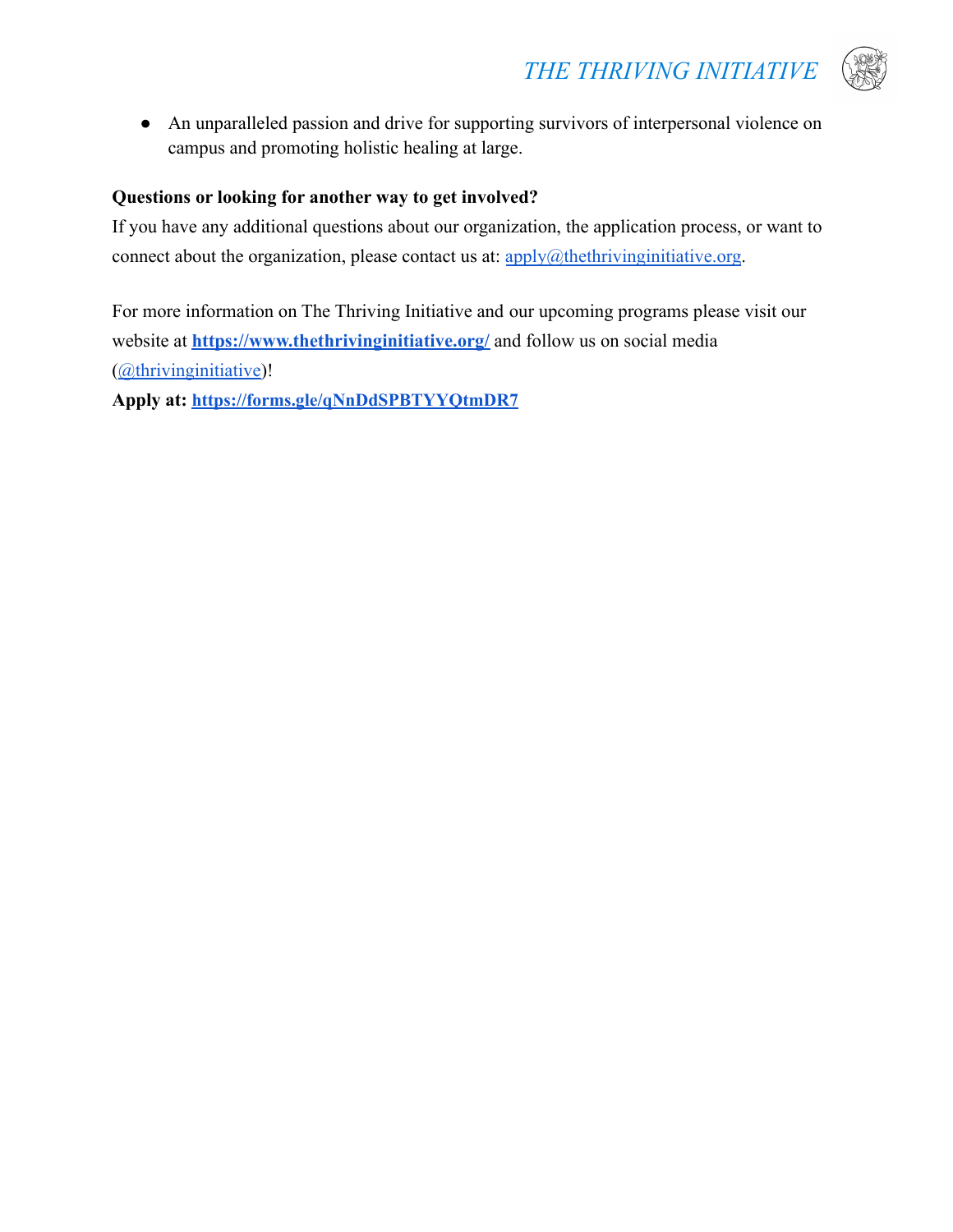- An unparalleled passion and drive for supporting survivors of interpersonal violence on campus and promoting holistic healing at large.

**Questions or looking for another way to get involved?**

If you have any additional questions about our organization, the application process, or want to connect about the organization, please contact us at: apply@thethrivinginitiative.org.

For more information on The Thriving Initiative and our upcoming programs please visit our website at **https://www.thethrivinginitiative.org/** and follow us on social media (@thrivinginitiative)!

**Apply at: https://forms.gle/qNnDdSPBTYYQtmDR7**